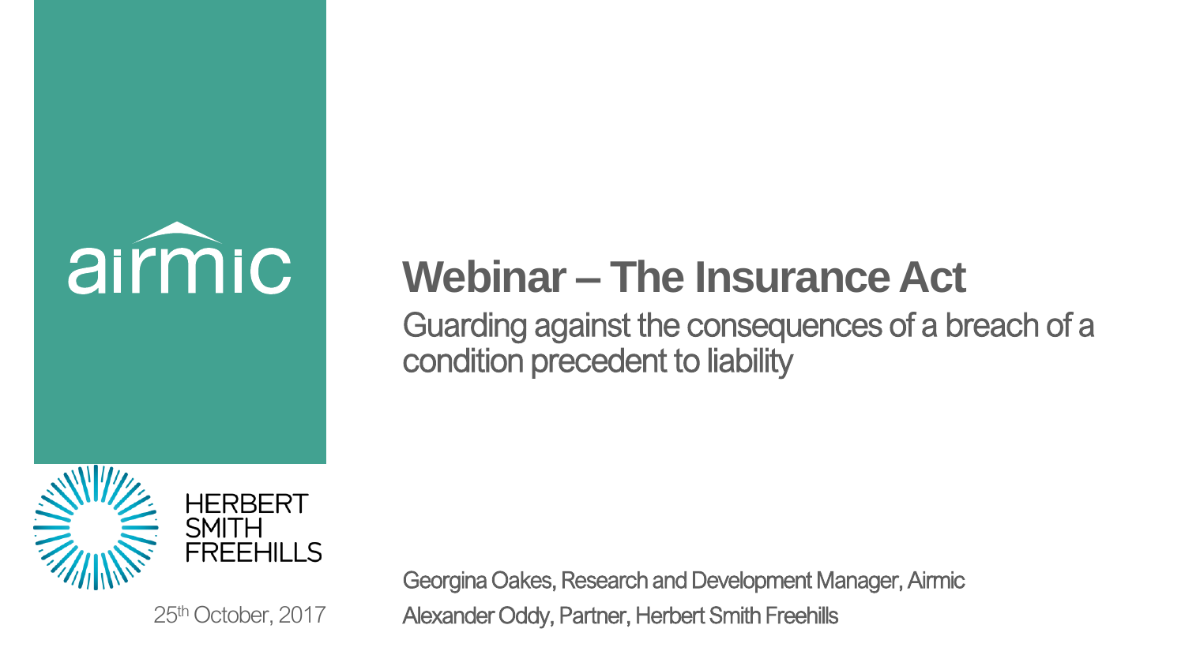airmic

# Webinar – The Insurance Act

## Guarding against the consequences of a breach of a condition precedent to liability

HERBERT SMITH FREEHILLS

25th October, 2017

Georgina Oakes, Research and Development Manager, Airmic

Alexander Oddy, Partner, Herbert Smith Freehills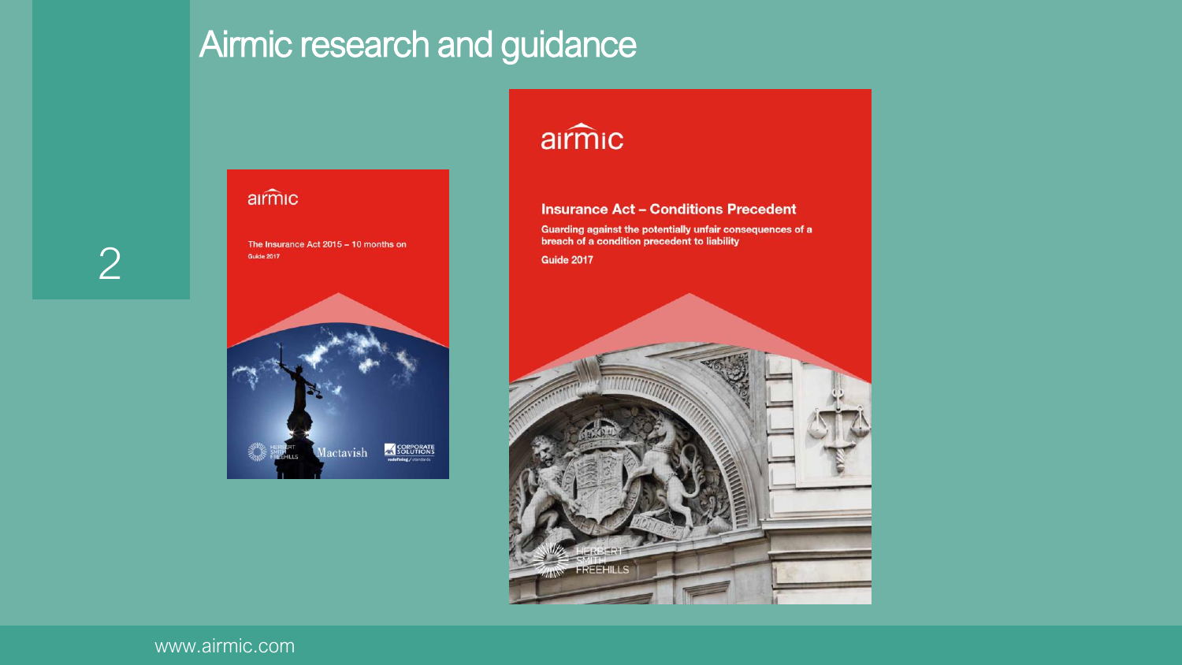# Airmic research and guidance

airmic

The Insurance Act 2015 – 10 months on

Guide 2017

HERBERT SMITH FREEHILLS

Mactavish

AXA CORPORATE SOLUTIONS

airmic

**Insurance Act – Conditions Precedent**

**Guarding against the potentially unfair consequences of a breach of a condition precedent to liability**

**Guide 2017**

HERBERT SMITH FREEHILLS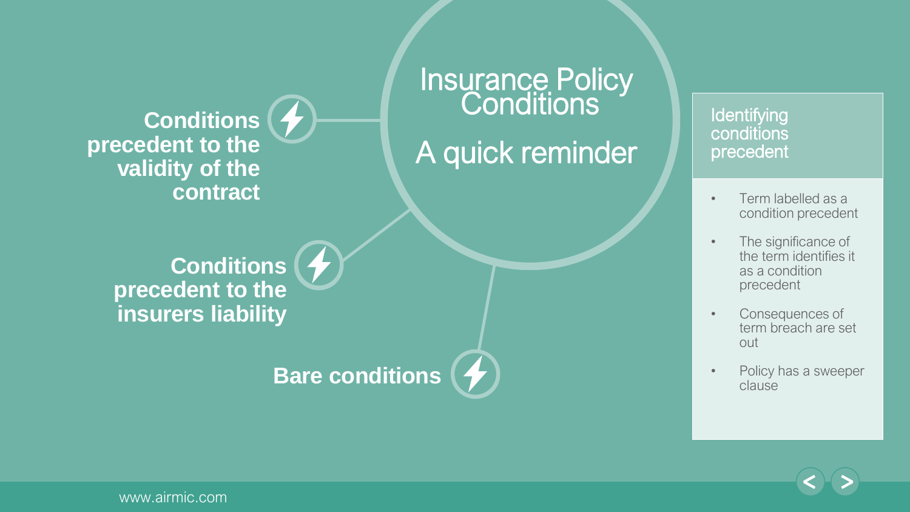# Insurance Policy Conditions

## A quick reminder

**Conditions precedent to the validity of the contract**

**Conditions precedent to the insurers liability**

**Bare conditions**

### Identifying conditions precedent

- Term labelled as a condition precedent
- The significance of the term identifies it as a condition precedent
- Consequences of term breach are set out
- Policy has a sweeper clause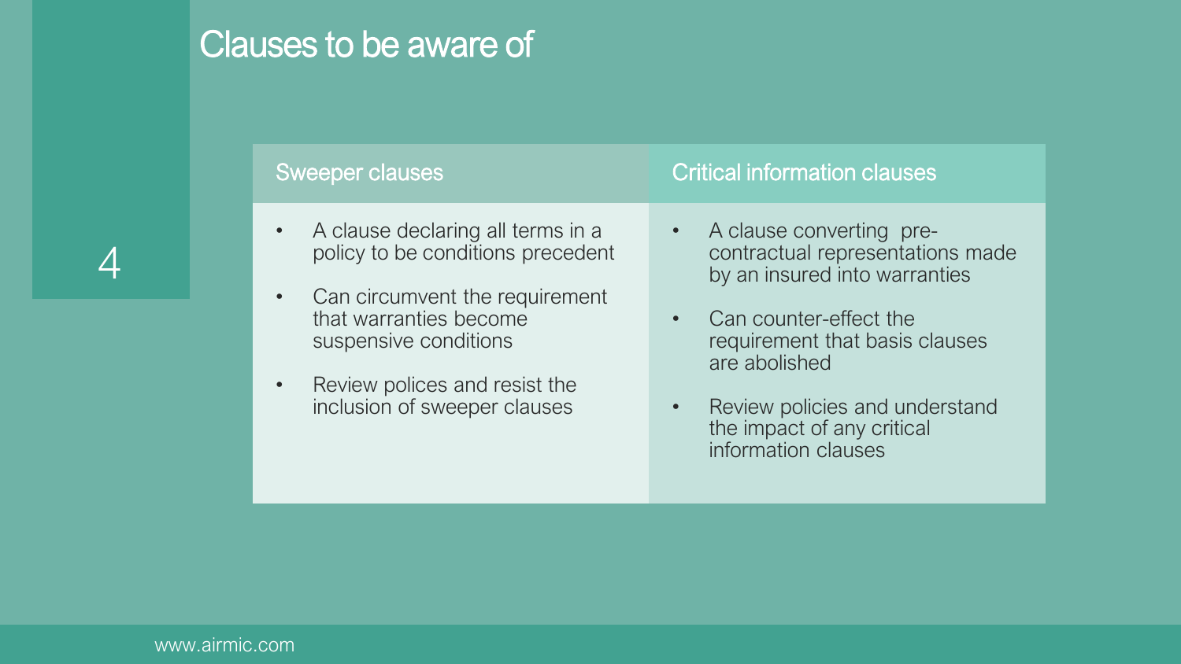# Clauses to be aware of

| Sweeper clauses | Critical information clauses |
| --- | --- |
| • A clause declaring all terms in a policy to be conditions precedent<br>• Can circumvent the requirement that warranties become suspensive conditions<br>• Review polices and resist the inclusion of sweeper clauses | • A clause converting pre-contractual representations made by an insured into warranties<br>• Can counter-effect the requirement that basis clauses are abolished<br>• Review policies and understand the impact of any critical information clauses |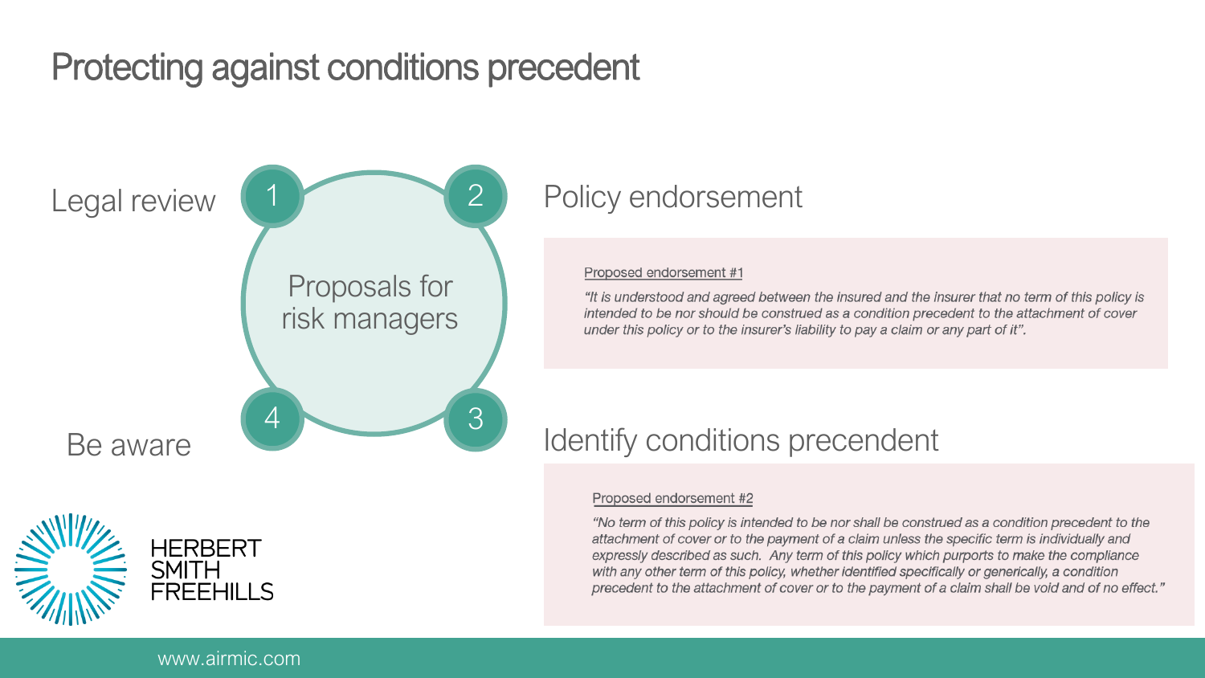# Protecting against conditions precedent

Proposals for risk managers

1. Legal review
2. Policy endorsement
3. Identify conditions precendent
4. Be aware

## Policy endorsement

Proposed endorsement #1

*"It is understood and agreed between the insured and the insurer that no term of this policy is intended to be nor should be construed as a condition precedent to the attachment of cover under this policy or to the insurer's liability to pay a claim or any part of it".*

## Identify conditions precendent

Proposed endorsement #2

*"No term of this policy is intended to be nor shall be construed as a condition precedent to the attachment of cover or to the payment of a claim unless the specific term is individually and expressly described as such. Any term of this policy which purports to make the compliance with any other term of this policy, whether identified specifically or generically, a condition precedent to the attachment of cover or to the payment of a claim shall be void and of no effect."*

HERBERT SMITH FREEHILLS

www.airmic.com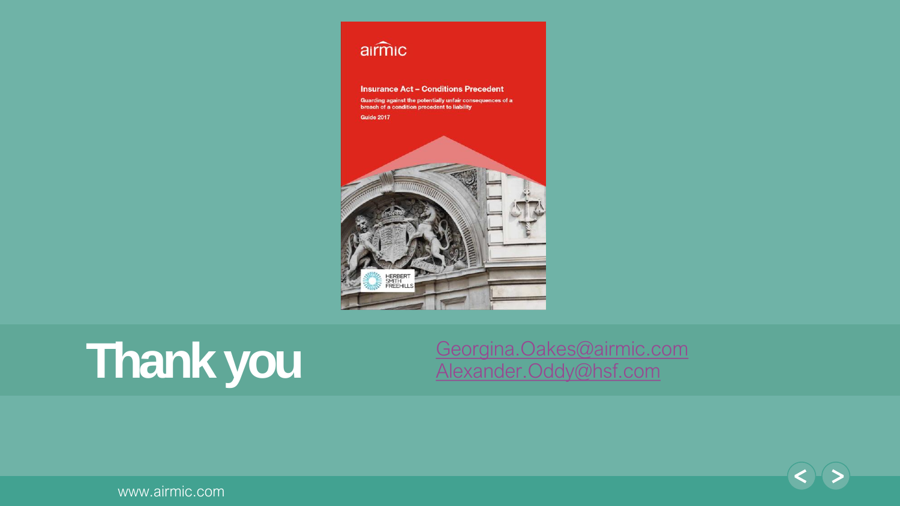airmic

**Insurance Act – Conditions Precedent**

Guarding against the potentially unfair consequences of a breach of a condition precedent to liability

Guide 2017

HERBERT SMITH FREEHILLS

# Thank you

Georgina.Oakes@airmic.com
Alexander.Oddy@hsf.com

www.airmic.com